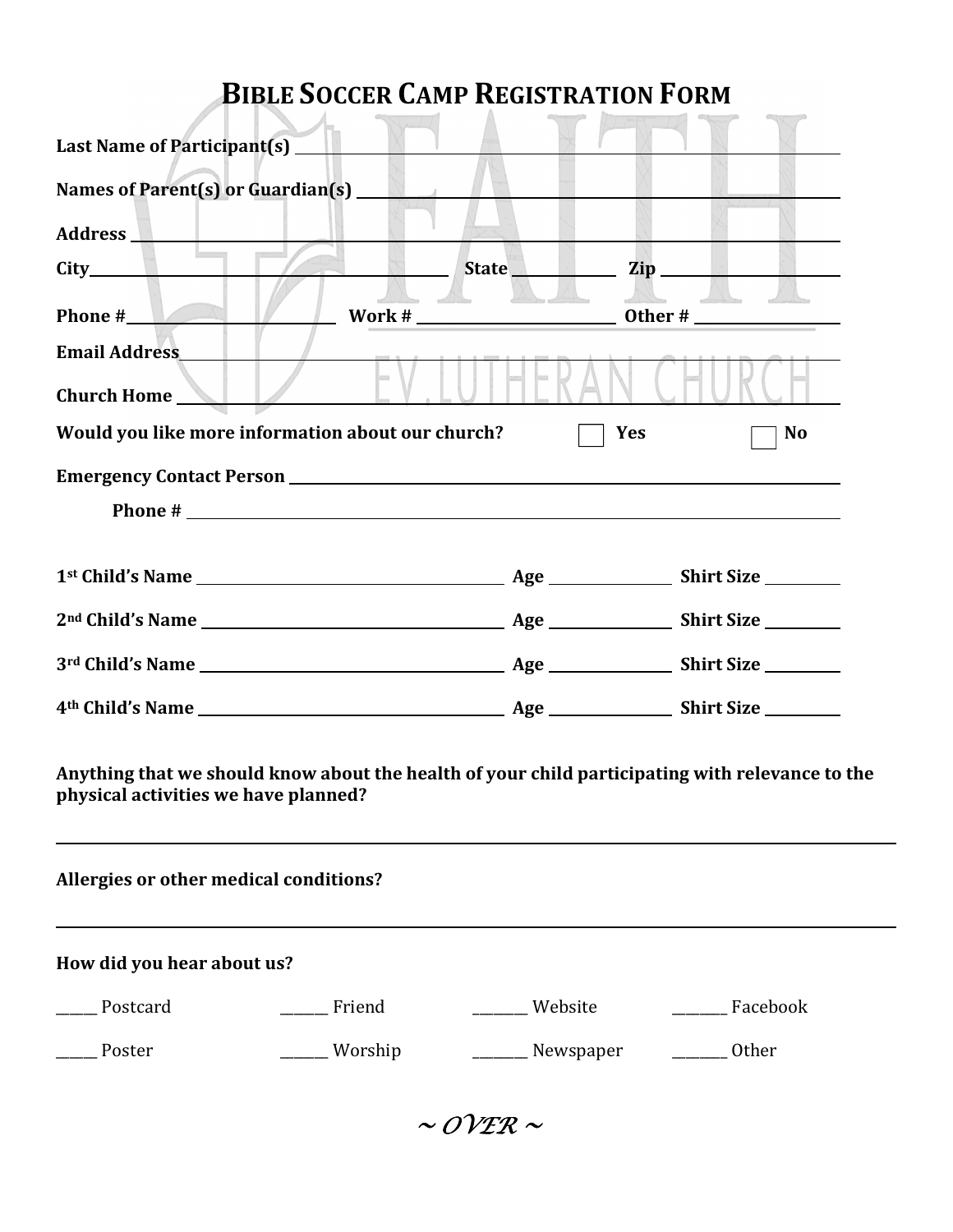# BIBLE SOCCER CAMP REGISTRATION FORM

**Last Name of Participant(s)** ______________________________________________

**Names of Parent(s) or Guardian(s)** ______________________________________________

**Address** ______________________________________________

**City**______________________________ **State** ____________ **Zip** ____________________

**Phone #**______________________ **Work #** ______________________ **Other #** ________________

**Email Address**______________________________________________

**Church Home** ______________________________________________

**Would you like more information about our church?** ☐ **Yes** ☐ **No**

**Emergency Contact Person** ______________________________________________

**Phone #** ______________________________________________

**1st Child's Name** ______________________________ **Age** ______________ **Shirt Size** ________

**2nd Child's Name** ______________________________ **Age** ______________ **Shirt Size** ________

**3rd Child's Name** ______________________________ **Age** ______________ **Shirt Size** ________

**4th Child's Name** ______________________________ **Age** ______________ **Shirt Size** ________

**Anything that we should know about the health of your child participating with relevance to the physical activities we have planned?**

______________________________________________

**Allergies or other medical conditions?**

______________________________________________

**How did you hear about us?**

_____ Postcard      ______ Friend      _______ Website      _______ Facebook

_____ Poster      ______ Worship      _______ Newspaper      _______ Other

*~ OVER ~*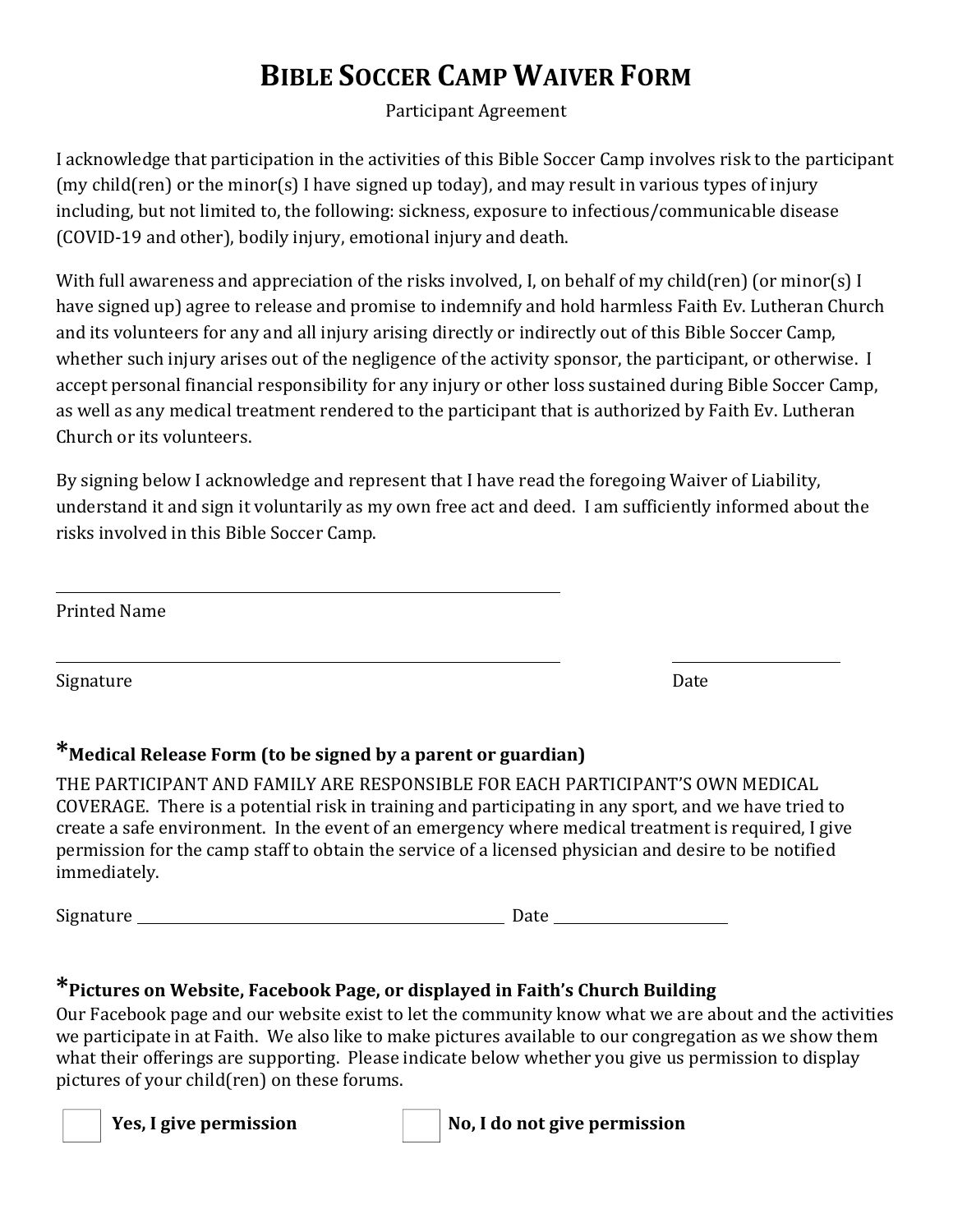# BIBLE SOCCER CAMP WAIVER FORM

Participant Agreement

I acknowledge that participation in the activities of this Bible Soccer Camp involves risk to the participant (my child(ren) or the minor(s) I have signed up today), and may result in various types of injury including, but not limited to, the following: sickness, exposure to infectious/communicable disease (COVID-19 and other), bodily injury, emotional injury and death.

With full awareness and appreciation of the risks involved, I, on behalf of my child(ren) (or minor(s) I have signed up) agree to release and promise to indemnify and hold harmless Faith Ev. Lutheran Church and its volunteers for any and all injury arising directly or indirectly out of this Bible Soccer Camp, whether such injury arises out of the negligence of the activity sponsor, the participant, or otherwise. I accept personal financial responsibility for any injury or other loss sustained during Bible Soccer Camp, as well as any medical treatment rendered to the participant that is authorized by Faith Ev. Lutheran Church or its volunteers.

By signing below I acknowledge and represent that I have read the foregoing Waiver of Liability, understand it and sign it voluntarily as my own free act and deed. I am sufficiently informed about the risks involved in this Bible Soccer Camp.

______________________________________

Printed Name

______________________________________ ____________________

Signature Date

### *Medical Release Form (to be signed by a parent or guardian)

THE PARTICIPANT AND FAMILY ARE RESPONSIBLE FOR EACH PARTICIPANT'S OWN MEDICAL COVERAGE. There is a potential risk in training and participating in any sport, and we have tried to create a safe environment. In the event of an emergency where medical treatment is required, I give permission for the camp staff to obtain the service of a licensed physician and desire to be notified immediately.

Signature ______________________________ Date ____________________

### *Pictures on Website, Facebook Page, or displayed in Faith's Church Building

Our Facebook page and our website exist to let the community know what we are about and the activities we participate in at Faith. We also like to make pictures available to our congregation as we show them what their offerings are supporting. Please indicate below whether you give us permission to display pictures of your child(ren) on these forums.

☐ **Yes, I give permission** ☐ **No, I do not give permission**